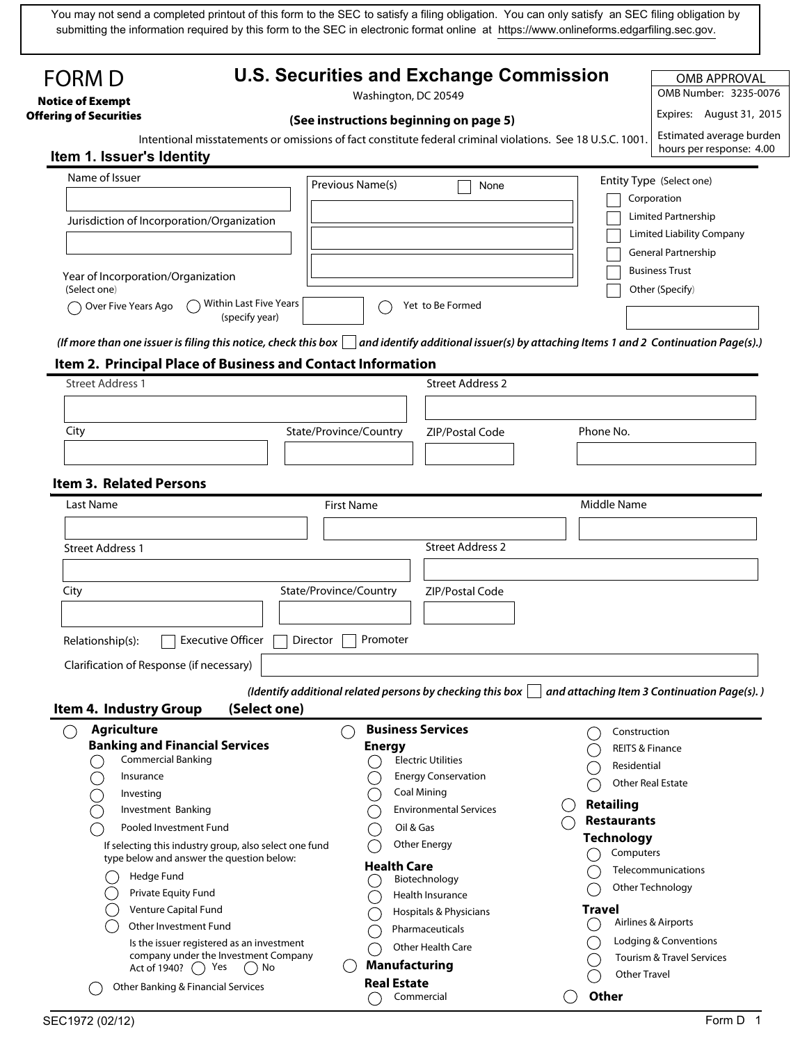You may not send a completed printout of this form to the SEC to satisfy a filing obligation. You can only satisfy an SEC filing obligation by submitting the information required by this form to the SEC in electronic format online at https://www.onlineforms.edgarfiling.sec.gov.

# FORM D

**Notice of Exempt Offering of Securities**

## U.S. Securities and Exchange Commission

Washington, DC 20549

**(See instructions beginning on page 5)**

Intentional misstatements or omissions of fact constitute federal criminal violations. See 18 U.S.C. 1001.

| OMB APPROVAL |
|---|
| OMB Number: 3235-0076 |
| Expires: August 31, 2015 |
| Estimated average burden hours per response: 4.00 |

### Item 1. Issuer's Identity

Name of Issuer

Jurisdiction of Incorporation/Organization

Year of Incorporation/Organization (Select one)

- ◯ Over Five Years Ago
- ◯ Within Last Five Years (specify year)
- ◯ Yet to Be Formed

Previous Name(s) ☐ None

Entity Type (Select one)

- ☐ Corporation
- ☐ Limited Partnership
- ☐ Limited Liability Company
- ☐ General Partnership
- ☐ Business Trust
- ☐ Other (Specify)

*(If more than one issuer is filing this notice, check this box ☐ and identify additional issuer(s) by attaching Items 1 and 2 Continuation Page(s).)*

### Item 2. Principal Place of Business and Contact Information

Street Address 1

Street Address 2

City

State/Province/Country

ZIP/Postal Code

Phone No.

### Item 3. Related Persons

Last Name

First Name

Middle Name

Street Address 1

Street Address 2

City

State/Province/Country

ZIP/Postal Code

Relationship(s): ☐ Executive Officer ☐ Director ☐ Promoter

Clarification of Response (if necessary)

*(Identify additional related persons by checking this box ☐ and attaching Item 3 Continuation Page(s).)*

### Item 4. Industry Group (Select one)

◯ **Agriculture**

**Banking and Financial Services**

- ◯ Commercial Banking
- ◯ Insurance
- ◯ Investing
- ◯ Investment Banking
- ◯ Pooled Investment Fund

  If selecting this industry group, also select one fund type below and answer the question below:

  - ◯ Hedge Fund
  - ◯ Private Equity Fund
  - ◯ Venture Capital Fund
  - ◯ Other Investment Fund

  Is the issuer registered as an investment company under the Investment Company Act of 1940? ◯ Yes ◯ No

- ◯ Other Banking & Financial Services

◯ **Business Services**

**Energy**

- ◯ Electric Utilities
- ◯ Energy Conservation
- ◯ Coal Mining
- ◯ Environmental Services
- ◯ Oil & Gas
- ◯ Other Energy

**Health Care**

- ◯ Biotechnology
- ◯ Health Insurance
- ◯ Hospitals & Physicians
- ◯ Pharmaceuticals
- ◯ Other Health Care

◯ **Manufacturing**

**Real Estate**

- ◯ Commercial
- ◯ Construction
- ◯ REITS & Finance
- ◯ Residential
- ◯ Other Real Estate

◯ **Retailing**

◯ **Restaurants**

**Technology**

- ◯ Computers
- ◯ Telecommunications
- ◯ Other Technology

**Travel**

- ◯ Airlines & Airports
- ◯ Lodging & Conventions
- ◯ Tourism & Travel Services
- ◯ Other Travel

◯ **Other**

SEC1972 (02/12)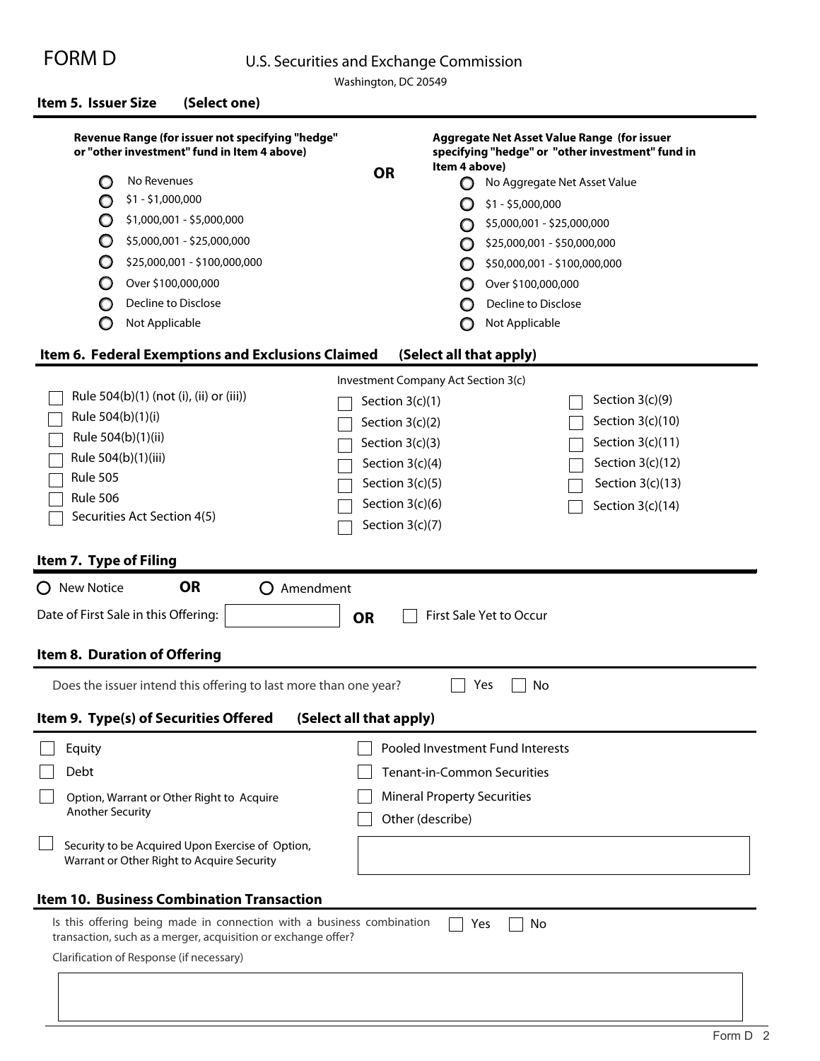FORM D

U.S. Securities and Exchange Commission

Washington, DC 20549

## Item 5. Issuer Size (Select one)

**Revenue Range (for issuer not specifying "hedge" or "other investment" fund in Item 4 above)**

- ○ No Revenues
- ○ $1 - $1,000,000
- ○ $1,000,001 - $5,000,000
- ○ $5,000,001 - $25,000,000
- ○ $25,000,001 - $100,000,000
- ○ Over $100,000,000
- ○ Decline to Disclose
- ○ Not Applicable

**OR**

**Aggregate Net Asset Value Range (for issuer specifying "hedge" or "other investment" fund in Item 4 above)**

- ○ No Aggregate Net Asset Value
- ○ $1 - $5,000,000
- ○ $5,000,001 - $25,000,000
- ○ $25,000,001 - $50,000,000
- ○ $50,000,001 - $100,000,000
- ○ Over $100,000,000
- ○ Decline to Disclose
- ○ Not Applicable

## Item 6. Federal Exemptions and Exclusions Claimed (Select all that apply)

- ☐ Rule 504(b)(1) (not (i), (ii) or (iii))
- ☐ Rule 504(b)(1)(i)
- ☐ Rule 504(b)(1)(ii)
- ☐ Rule 504(b)(1)(iii)
- ☐ Rule 505
- ☐ Rule 506
- ☐ Securities Act Section 4(5)

Investment Company Act Section 3(c)

- ☐ Section 3(c)(1)
- ☐ Section 3(c)(2)
- ☐ Section 3(c)(3)
- ☐ Section 3(c)(4)
- ☐ Section 3(c)(5)
- ☐ Section 3(c)(6)
- ☐ Section 3(c)(7)
- ☐ Section 3(c)(9)
- ☐ Section 3(c)(10)
- ☐ Section 3(c)(11)
- ☐ Section 3(c)(12)
- ☐ Section 3(c)(13)
- ☐ Section 3(c)(14)

## Item 7. Type of Filing

○ New Notice **OR** ○ Amendment

Date of First Sale in this Offering: ____________ **OR** ☐ First Sale Yet to Occur

## Item 8. Duration of Offering

Does the issuer intend this offering to last more than one year? ☐ Yes ☐ No

## Item 9. Type(s) of Securities Offered (Select all that apply)

- ☐ Equity
- ☐ Debt
- ☐ Option, Warrant or Other Right to Acquire Another Security
- ☐ Security to be Acquired Upon Exercise of Option, Warrant or Other Right to Acquire Security
- ☐ Pooled Investment Fund Interests
- ☐ Tenant-in-Common Securities
- ☐ Mineral Property Securities
- ☐ Other (describe)

## Item 10. Business Combination Transaction

Is this offering being made in connection with a business combination transaction, such as a merger, acquisition or exchange offer? ☐ Yes ☐ No

Clarification of Response (if necessary)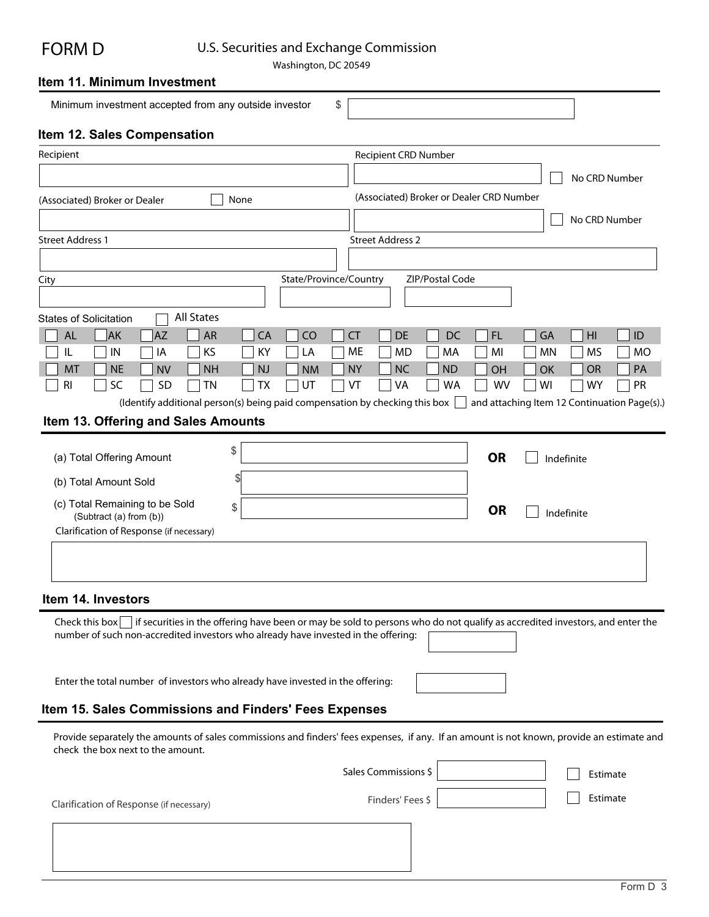FORM D

U.S. Securities and Exchange Commission
Washington, DC 20549

## Item 11. Minimum Investment

Minimum investment accepted from any outside investor $

## Item 12. Sales Compensation

Recipient

Recipient CRD Number

☐ No CRD Number

(Associated) Broker or Dealer ☐ None

(Associated) Broker or Dealer CRD Number

☐ No CRD Number

Street Address 1

Street Address 2

City

State/Province/Country

ZIP/Postal Code

States of Solicitation ☐ All States

| | | | | | | | | | | | | |
|---|---|---|---|---|---|---|---|---|---|---|---|---|
| ☐ AL | ☐ AK | ☐ AZ | ☐ AR | ☐ CA | ☐ CO | ☐ CT | ☐ DE | ☐ DC | ☐ FL | ☐ GA | ☐ HI | ☐ ID |
| ☐ IL | ☐ IN | ☐ IA | ☐ KS | ☐ KY | ☐ LA | ☐ ME | ☐ MD | ☐ MA | ☐ MI | ☐ MN | ☐ MS | ☐ MO |
| ☐ MT | ☐ NE | ☐ NV | ☐ NH | ☐ NJ | ☐ NM | ☐ NY | ☐ NC | ☐ ND | ☐ OH | ☐ OK | ☐ OR | ☐ PA |
| ☐ RI | ☐ SC | ☐ SD | ☐ TN | ☐ TX | ☐ UT | ☐ VT | ☐ VA | ☐ WA | ☐ WV | ☐ WI | ☐ WY | ☐ PR |

(Identify additional person(s) being paid compensation by checking this box ☐ and attaching Item 12 Continuation Page(s).)

## Item 13. Offering and Sales Amounts

(a) Total Offering Amount $ **OR** ☐ Indefinite

(b) Total Amount Sold $

(c) Total Remaining to be Sold $ **OR** ☐ Indefinite
(Subtract (a) from (b))

Clarification of Response (if necessary)

## Item 14. Investors

Check this box ☐ if securities in the offering have been or may be sold to persons who do not qualify as accredited investors, and enter the number of such non-accredited investors who already have invested in the offering:

Enter the total number of investors who already have invested in the offering:

## Item 15. Sales Commissions and Finders' Fees Expenses

Provide separately the amounts of sales commissions and finders' fees expenses, if any. If an amount is not known, provide an estimate and check the box next to the amount.

Sales Commissions $ ☐ Estimate

Finders' Fees $ ☐ Estimate

Clarification of Response (if necessary)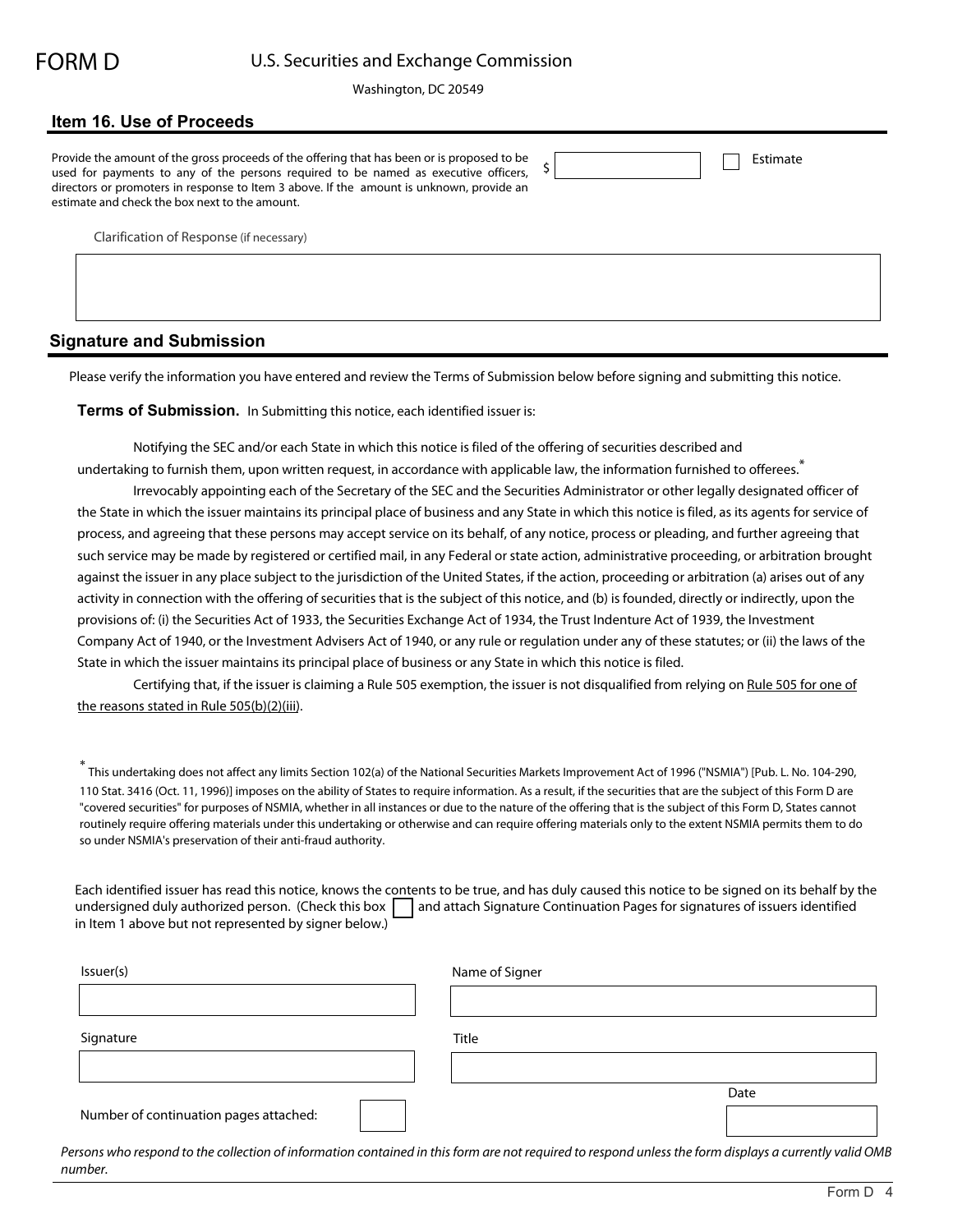FORM D

U.S. Securities and Exchange Commission

Washington, DC 20549

## Item 16. Use of Proceeds

Provide the amount of the gross proceeds of the offering that has been or is proposed to be used for payments to any of the persons required to be named as executive officers, directors or promoters in response to Item 3 above. If the amount is unknown, provide an estimate and check the box next to the amount.

$ ☐ Estimate

Clarification of Response (if necessary)

## Signature and Submission

Please verify the information you have entered and review the Terms of Submission below before signing and submitting this notice.

**Terms of Submission.** In Submitting this notice, each identified issuer is:

Notifying the SEC and/or each State in which this notice is filed of the offering of securities described and undertaking to furnish them, upon written request, in accordance with applicable law, the information furnished to offerees.*

Irrevocably appointing each of the Secretary of the SEC and the Securities Administrator or other legally designated officer of the State in which the issuer maintains its principal place of business and any State in which this notice is filed, as its agents for service of process, and agreeing that these persons may accept service on its behalf, of any notice, process or pleading, and further agreeing that such service may be made by registered or certified mail, in any Federal or state action, administrative proceeding, or arbitration brought against the issuer in any place subject to the jurisdiction of the United States, if the action, proceeding or arbitration (a) arises out of any activity in connection with the offering of securities that is the subject of this notice, and (b) is founded, directly or indirectly, upon the provisions of: (i) the Securities Act of 1933, the Securities Exchange Act of 1934, the Trust Indenture Act of 1939, the Investment Company Act of 1940, or the Investment Advisers Act of 1940, or any rule or regulation under any of these statutes; or (ii) the laws of the State in which the issuer maintains its principal place of business or any State in which this notice is filed.

Certifying that, if the issuer is claiming a Rule 505 exemption, the issuer is not disqualified from relying on Rule 505 for one of the reasons stated in Rule 505(b)(2)(iii).

* This undertaking does not affect any limits Section 102(a) of the National Securities Markets Improvement Act of 1996 ("NSMIA") [Pub. L. No. 104-290, 110 Stat. 3416 (Oct. 11, 1996)] imposes on the ability of States to require information. As a result, if the securities that are the subject of this Form D are "covered securities" for purposes of NSMIA, whether in all instances or due to the nature of the offering that is the subject of this Form D, States cannot routinely require offering materials under this undertaking or otherwise and can require offering materials only to the extent NSMIA permits them to do so under NSMIA's preservation of their anti-fraud authority.

Each identified issuer has read this notice, knows the contents to be true, and has duly caused this notice to be signed on its behalf by the undersigned duly authorized person. (Check this box ☐ and attach Signature Continuation Pages for signatures of issuers identified in Item 1 above but not represented by signer below.)

| | |
|---|---|
| Issuer(s) | Name of Signer |
| Signature | Title |
| Number of continuation pages attached: | Date |

*Persons who respond to the collection of information contained in this form are not required to respond unless the form displays a currently valid OMB number.*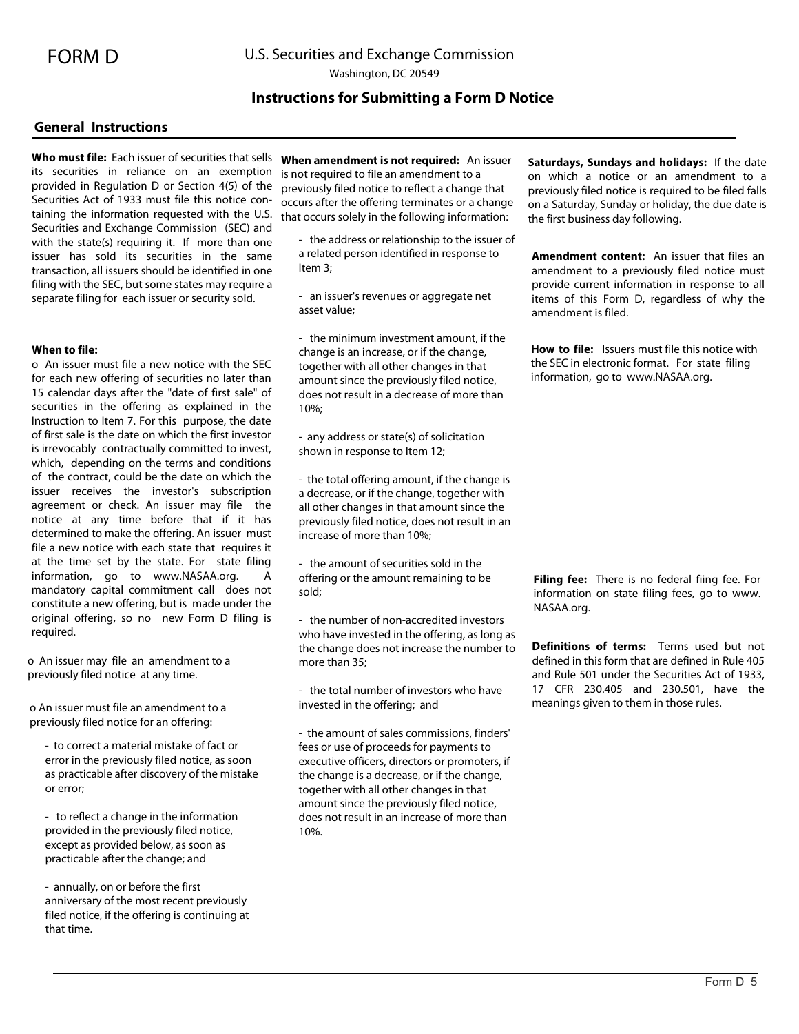# FORM D

U.S. Securities and Exchange Commission

Washington, DC 20549

## Instructions for Submitting a Form D Notice

### General Instructions

**Who must file:** Each issuer of securities that sells its securities in reliance on an exemption provided in Regulation D or Section 4(5) of the Securities Act of 1933 must file this notice containing the information requested with the U.S. Securities and Exchange Commission (SEC) and with the state(s) requiring it. If more than one issuer has sold its securities in the same transaction, all issuers should be identified in one filing with the SEC, but some states may require a separate filing for each issuer or security sold.

**When to file:**

o An issuer must file a new notice with the SEC for each new offering of securities no later than 15 calendar days after the "date of first sale" of securities in the offering as explained in the Instruction to Item 7. For this purpose, the date of first sale is the date on which the first investor is irrevocably contractually committed to invest, which, depending on the terms and conditions of the contract, could be the date on which the issuer receives the investor's subscription agreement or check. An issuer may file the notice at any time before that if it has determined to make the offering. An issuer must file a new notice with each state that requires it at the time set by the state. For state filing information, go to www.NASAA.org. A mandatory capital commitment call does not constitute a new offering, but is made under the original offering, so no new Form D filing is required.

o An issuer may file an amendment to a previously filed notice at any time.

o An issuer must file an amendment to a previously filed notice for an offering:

- to correct a material mistake of fact or error in the previously filed notice, as soon as practicable after discovery of the mistake or error;
- to reflect a change in the information provided in the previously filed notice, except as provided below, as soon as practicable after the change; and
- annually, on or before the first anniversary of the most recent previously filed notice, if the offering is continuing at that time.

**When amendment is not required:** An issuer is not required to file an amendment to a previously filed notice to reflect a change that occurs after the offering terminates or a change that occurs solely in the following information:

- the address or relationship to the issuer of a related person identified in response to Item 3;
- an issuer's revenues or aggregate net asset value;
- the minimum investment amount, if the change is an increase, or if the change, together with all other changes in that amount since the previously filed notice, does not result in a decrease of more than 10%;
- any address or state(s) of solicitation shown in response to Item 12;
- the total offering amount, if the change is a decrease, or if the change, together with all other changes in that amount since the previously filed notice, does not result in an increase of more than 10%;
- the amount of securities sold in the offering or the amount remaining to be sold;
- the number of non-accredited investors who have invested in the offering, as long as the change does not increase the number to more than 35;
- the total number of investors who have invested in the offering; and
- the amount of sales commissions, finders' fees or use of proceeds for payments to executive officers, directors or promoters, if the change is a decrease, or if the change, together with all other changes in that amount since the previously filed notice, does not result in an increase of more than 10%.

**Saturdays, Sundays and holidays:** If the date on which a notice or an amendment to a previously filed notice is required to be filed falls on a Saturday, Sunday or holiday, the due date is the first business day following.

**Amendment content:** An issuer that files an amendment to a previously filed notice must provide current information in response to all items of this Form D, regardless of why the amendment is filed.

**How to file:** Issuers must file this notice with the SEC in electronic format. For state filing information, go to www.NASAA.org.

**Filing fee:** There is no federal fiing fee. For information on state filing fees, go to www. NASAA.org.

**Definitions of terms:** Terms used but not defined in this form that are defined in Rule 405 and Rule 501 under the Securities Act of 1933, 17 CFR 230.405 and 230.501, have the meanings given to them in those rules.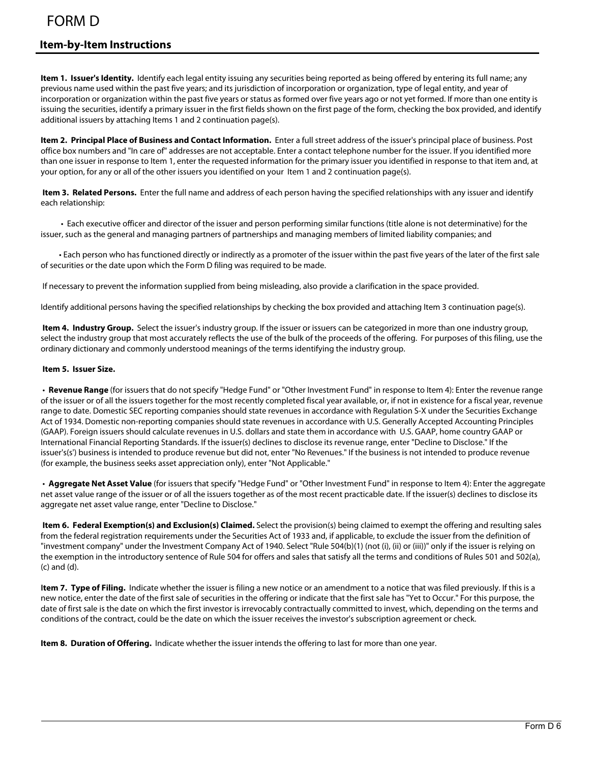# FORM D

## Item-by-Item Instructions

**Item 1. Issuer's Identity.** Identify each legal entity issuing any securities being reported as being offered by entering its full name; any previous name used within the past five years; and its jurisdiction of incorporation or organization, type of legal entity, and year of incorporation or organization within the past five years or status as formed over five years ago or not yet formed. If more than one entity is issuing the securities, identify a primary issuer in the first fields shown on the first page of the form, checking the box provided, and identify additional issuers by attaching Items 1 and 2 continuation page(s).

**Item 2. Principal Place of Business and Contact Information.** Enter a full street address of the issuer's principal place of business. Post office box numbers and "In care of" addresses are not acceptable. Enter a contact telephone number for the issuer. If you identified more than one issuer in response to Item 1, enter the requested information for the primary issuer you identified in response to that item and, at your option, for any or all of the other issuers you identified on your Item 1 and 2 continuation page(s).

**Item 3. Related Persons.** Enter the full name and address of each person having the specified relationships with any issuer and identify each relationship:

- Each executive officer and director of the issuer and person performing similar functions (title alone is not determinative) for the issuer, such as the general and managing partners of partnerships and managing members of limited liability companies; and
- Each person who has functioned directly or indirectly as a promoter of the issuer within the past five years of the later of the first sale of securities or the date upon which the Form D filing was required to be made.

If necessary to prevent the information supplied from being misleading, also provide a clarification in the space provided.

Identify additional persons having the specified relationships by checking the box provided and attaching Item 3 continuation page(s).

**Item 4. Industry Group.** Select the issuer's industry group. If the issuer or issuers can be categorized in more than one industry group, select the industry group that most accurately reflects the use of the bulk of the proceeds of the offering. For purposes of this filing, use the ordinary dictionary and commonly understood meanings of the terms identifying the industry group.

**Item 5. Issuer Size.**

- **Revenue Range** (for issuers that do not specify "Hedge Fund" or "Other Investment Fund" in response to Item 4): Enter the revenue range of the issuer or of all the issuers together for the most recently completed fiscal year available, or, if not in existence for a fiscal year, revenue range to date. Domestic SEC reporting companies should state revenues in accordance with Regulation S-X under the Securities Exchange Act of 1934. Domestic non-reporting companies should state revenues in accordance with U.S. Generally Accepted Accounting Principles (GAAP). Foreign issuers should calculate revenues in U.S. dollars and state them in accordance with U.S. GAAP, home country GAAP or International Financial Reporting Standards. If the issuer(s) declines to disclose its revenue range, enter "Decline to Disclose." If the issuer's(s') business is intended to produce revenue but did not, enter "No Revenues." If the business is not intended to produce revenue (for example, the business seeks asset appreciation only), enter "Not Applicable."

- **Aggregate Net Asset Value** (for issuers that specify "Hedge Fund" or "Other Investment Fund" in response to Item 4): Enter the aggregate net asset value range of the issuer or of all the issuers together as of the most recent practicable date. If the issuer(s) declines to disclose its aggregate net asset value range, enter "Decline to Disclose."

**Item 6. Federal Exemption(s) and Exclusion(s) Claimed.** Select the provision(s) being claimed to exempt the offering and resulting sales from the federal registration requirements under the Securities Act of 1933 and, if applicable, to exclude the issuer from the definition of "investment company" under the Investment Company Act of 1940. Select "Rule 504(b)(1) (not (i), (ii) or (iii))" only if the issuer is relying on the exemption in the introductory sentence of Rule 504 for offers and sales that satisfy all the terms and conditions of Rules 501 and 502(a), (c) and (d).

**Item 7. Type of Filing.** Indicate whether the issuer is filing a new notice or an amendment to a notice that was filed previously. If this is a new notice, enter the date of the first sale of securities in the offering or indicate that the first sale has "Yet to Occur." For this purpose, the date of first sale is the date on which the first investor is irrevocably contractually committed to invest, which, depending on the terms and conditions of the contract, could be the date on which the issuer receives the investor's subscription agreement or check.

**Item 8. Duration of Offering.** Indicate whether the issuer intends the offering to last for more than one year.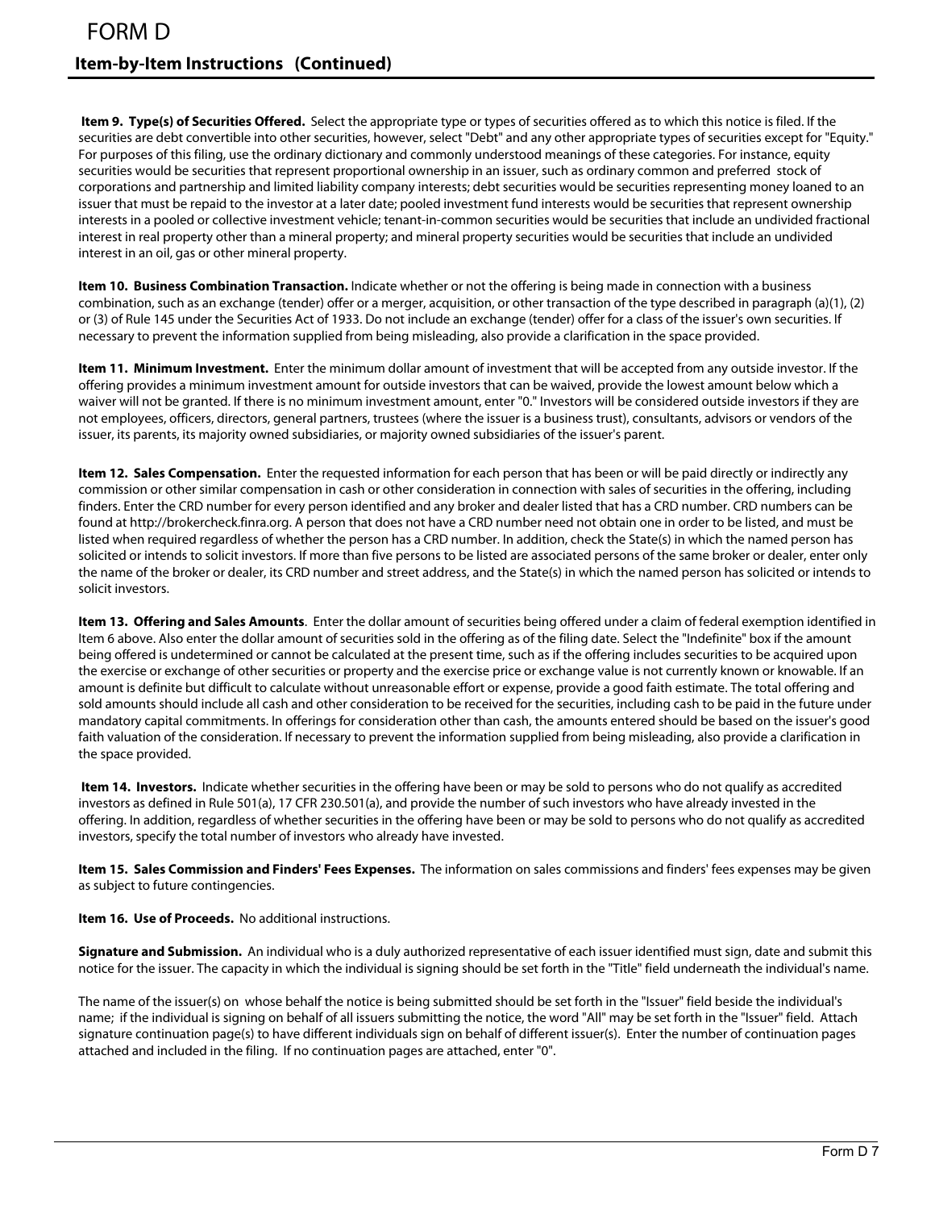# FORM D

## Item-by-Item Instructions (Continued)

**Item 9. Type(s) of Securities Offered.** Select the appropriate type or types of securities offered as to which this notice is filed. If the securities are debt convertible into other securities, however, select "Debt" and any other appropriate types of securities except for "Equity." For purposes of this filing, use the ordinary dictionary and commonly understood meanings of these categories. For instance, equity securities would be securities that represent proportional ownership in an issuer, such as ordinary common and preferred stock of corporations and partnership and limited liability company interests; debt securities would be securities representing money loaned to an issuer that must be repaid to the investor at a later date; pooled investment fund interests would be securities that represent ownership interests in a pooled or collective investment vehicle; tenant-in-common securities would be securities that include an undivided fractional interest in real property other than a mineral property; and mineral property securities would be securities that include an undivided interest in an oil, gas or other mineral property.

**Item 10. Business Combination Transaction.** Indicate whether or not the offering is being made in connection with a business combination, such as an exchange (tender) offer or a merger, acquisition, or other transaction of the type described in paragraph (a)(1), (2) or (3) of Rule 145 under the Securities Act of 1933. Do not include an exchange (tender) offer for a class of the issuer's own securities. If necessary to prevent the information supplied from being misleading, also provide a clarification in the space provided.

**Item 11. Minimum Investment.** Enter the minimum dollar amount of investment that will be accepted from any outside investor. If the offering provides a minimum investment amount for outside investors that can be waived, provide the lowest amount below which a waiver will not be granted. If there is no minimum investment amount, enter "0." Investors will be considered outside investors if they are not employees, officers, directors, general partners, trustees (where the issuer is a business trust), consultants, advisors or vendors of the issuer, its parents, its majority owned subsidiaries, or majority owned subsidiaries of the issuer's parent.

**Item 12. Sales Compensation.** Enter the requested information for each person that has been or will be paid directly or indirectly any commission or other similar compensation in cash or other consideration in connection with sales of securities in the offering, including finders. Enter the CRD number for every person identified and any broker and dealer listed that has a CRD number. CRD numbers can be found at http://brokercheck.finra.org. A person that does not have a CRD number need not obtain one in order to be listed, and must be listed when required regardless of whether the person has a CRD number. In addition, check the State(s) in which the named person has solicited or intends to solicit investors. If more than five persons to be listed are associated persons of the same broker or dealer, enter only the name of the broker or dealer, its CRD number and street address, and the State(s) in which the named person has solicited or intends to solicit investors.

**Item 13. Offering and Sales Amounts**. Enter the dollar amount of securities being offered under a claim of federal exemption identified in Item 6 above. Also enter the dollar amount of securities sold in the offering as of the filing date. Select the "Indefinite" box if the amount being offered is undetermined or cannot be calculated at the present time, such as if the offering includes securities to be acquired upon the exercise or exchange of other securities or property and the exercise price or exchange value is not currently known or knowable. If an amount is definite but difficult to calculate without unreasonable effort or expense, provide a good faith estimate. The total offering and sold amounts should include all cash and other consideration to be received for the securities, including cash to be paid in the future under mandatory capital commitments. In offerings for consideration other than cash, the amounts entered should be based on the issuer's good faith valuation of the consideration. If necessary to prevent the information supplied from being misleading, also provide a clarification in the space provided.

**Item 14. Investors.** Indicate whether securities in the offering have been or may be sold to persons who do not qualify as accredited investors as defined in Rule 501(a), 17 CFR 230.501(a), and provide the number of such investors who have already invested in the offering. In addition, regardless of whether securities in the offering have been or may be sold to persons who do not qualify as accredited investors, specify the total number of investors who already have invested.

**Item 15. Sales Commission and Finders' Fees Expenses*.*** The information on sales commissions and finders' fees expenses may be given as subject to future contingencies.

**Item 16. Use of Proceeds.** No additional instructions.

**Signature and Submission.** An individual who is a duly authorized representative of each issuer identified must sign, date and submit this notice for the issuer. The capacity in which the individual is signing should be set forth in the "Title" field underneath the individual's name.

The name of the issuer(s) on whose behalf the notice is being submitted should be set forth in the "Issuer" field beside the individual's name; if the individual is signing on behalf of all issuers submitting the notice, the word "All" may be set forth in the "Issuer" field. Attach signature continuation page(s) to have different individuals sign on behalf of different issuer(s). Enter the number of continuation pages attached and included in the filing. If no continuation pages are attached, enter "0".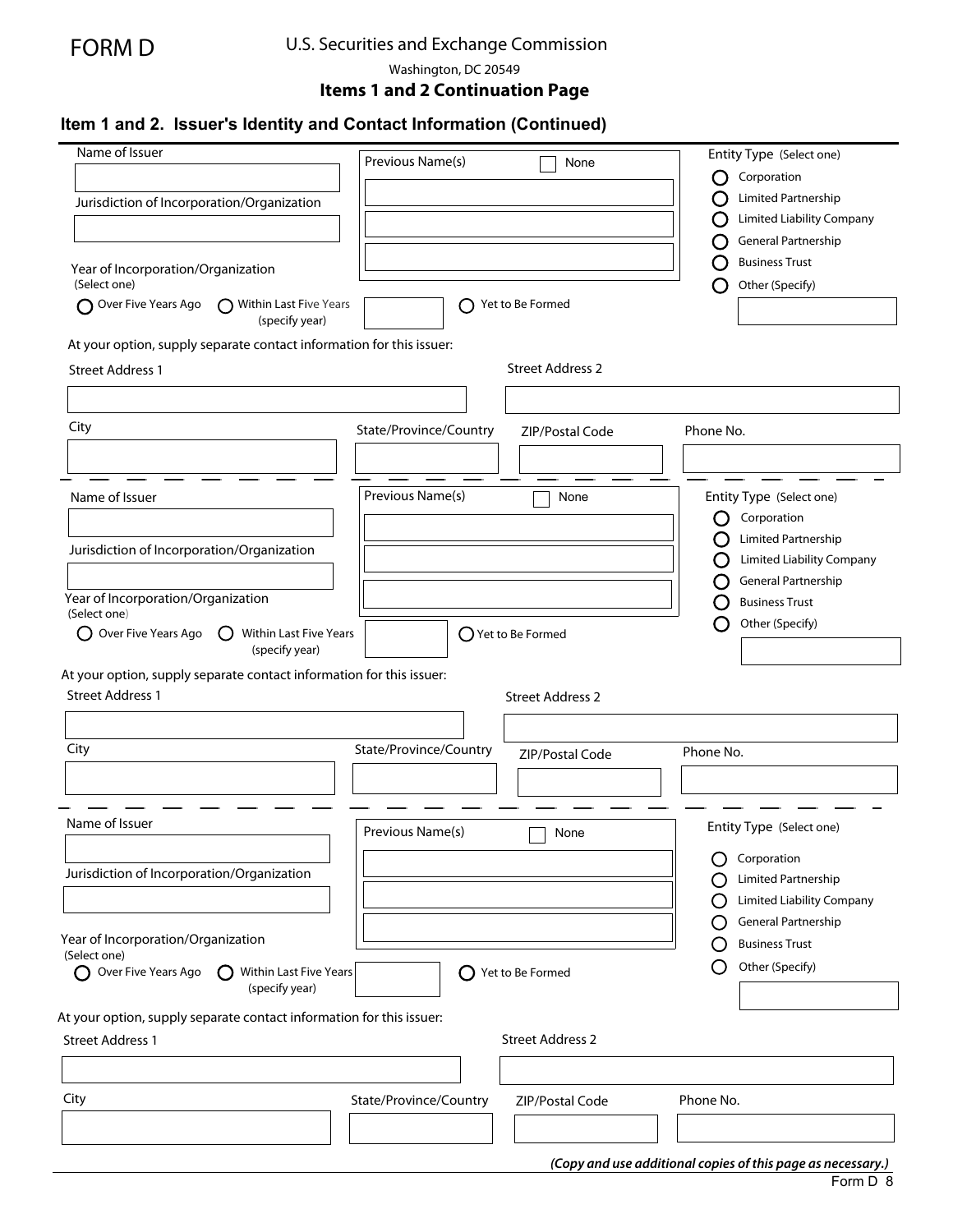# FORM D

U.S. Securities and Exchange Commission

Washington, DC 20549

**Items 1 and 2 Continuation Page**

## Item 1 and 2. Issuer's Identity and Contact Information (Continued)

Name of Issuer

Jurisdiction of Incorporation/Organization

Previous Name(s) ☐ None

Entity Type (Select one)

- ◯ Corporation
- ◯ Limited Partnership
- ◯ Limited Liability Company
- ◯ General Partnership
- ◯ Business Trust
- ◯ Other (Specify)

Year of Incorporation/Organization
(Select one)

◯ Over Five Years Ago ◯ Within Last Five Years (specify year) ◯ Yet to Be Formed

At your option, supply separate contact information for this issuer:

Street Address 1

Street Address 2

City

State/Province/Country

ZIP/Postal Code

Phone No.

---

Name of Issuer

Jurisdiction of Incorporation/Organization

Previous Name(s) ☐ None

Entity Type (Select one)

- ◯ Corporation
- ◯ Limited Partnership
- ◯ Limited Liability Company
- ◯ General Partnership
- ◯ Business Trust
- ◯ Other (Specify)

Year of Incorporation/Organization
(Select one)

◯ Over Five Years Ago ◯ Within Last Five Years (specify year) ◯ Yet to Be Formed

At your option, supply separate contact information for this issuer:

Street Address 1

Street Address 2

City

State/Province/Country

ZIP/Postal Code

Phone No.

---

Name of Issuer

Jurisdiction of Incorporation/Organization

Previous Name(s) ☐ None

Entity Type (Select one)

- ◯ Corporation
- ◯ Limited Partnership
- ◯ Limited Liability Company
- ◯ General Partnership
- ◯ Business Trust
- ◯ Other (Specify)

Year of Incorporation/Organization
(Select one)

◯ Over Five Years Ago ◯ Within Last Five Years (specify year) ◯ Yet to Be Formed

At your option, supply separate contact information for this issuer:

Street Address 1

Street Address 2

City

State/Province/Country

ZIP/Postal Code

Phone No.

***(Copy and use additional copies of this page as necessary.)***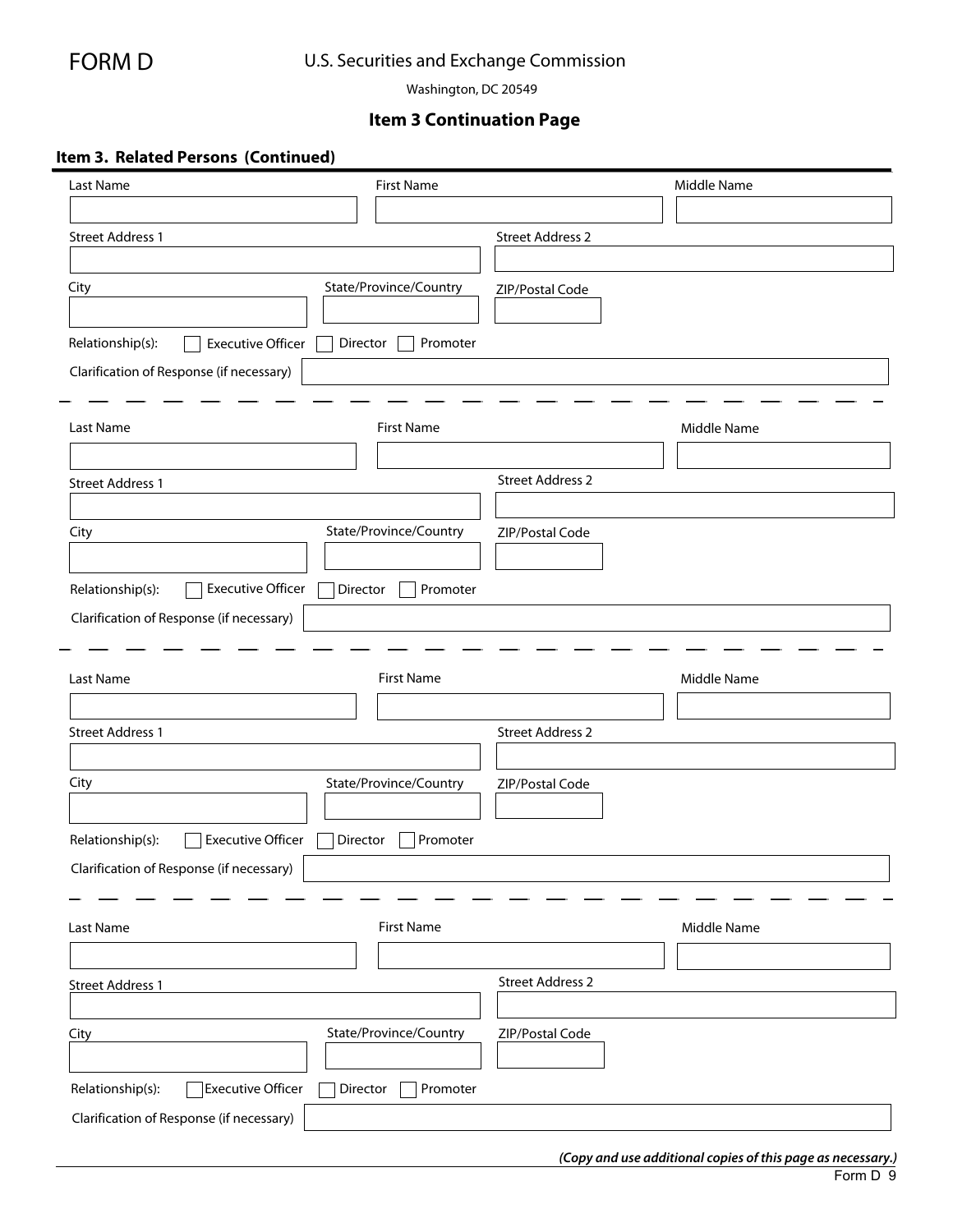# FORM D

U.S. Securities and Exchange Commission

Washington, DC 20549

## Item 3 Continuation Page

### Item 3. Related Persons (Continued)

Last Name | First Name | Middle Name

Street Address 1 | Street Address 2

City | State/Province/Country | ZIP/Postal Code

Relationship(s): ☐ Executive Officer ☐ Director ☐ Promoter

Clarification of Response (if necessary)

---

Last Name | First Name | Middle Name

Street Address 1 | Street Address 2

City | State/Province/Country | ZIP/Postal Code

Relationship(s): ☐ Executive Officer ☐ Director ☐ Promoter

Clarification of Response (if necessary)

---

Last Name | First Name | Middle Name

Street Address 1 | Street Address 2

City | State/Province/Country | ZIP/Postal Code

Relationship(s): ☐ Executive Officer ☐ Director ☐ Promoter

Clarification of Response (if necessary)

---

Last Name | First Name | Middle Name

Street Address 1 | Street Address 2

City | State/Province/Country | ZIP/Postal Code

Relationship(s): ☐ Executive Officer ☐ Director ☐ Promoter

Clarification of Response (if necessary)

***(Copy and use additional copies of this page as necessary.)***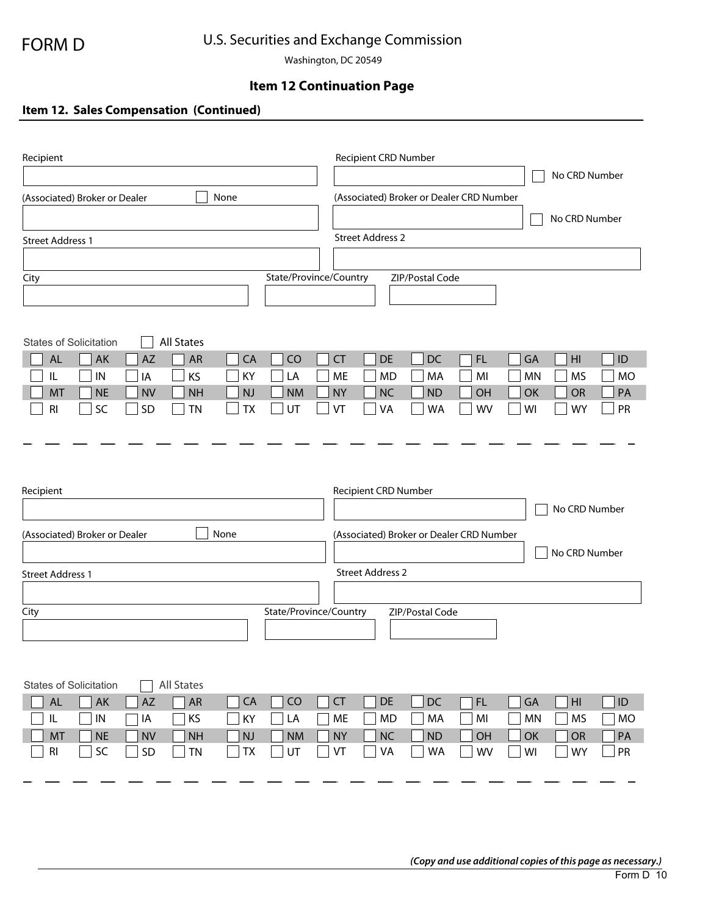FORM D

U.S. Securities and Exchange Commission

Washington, DC 20549

## Item 12 Continuation Page

### Item 12. Sales Compensation (Continued)

Recipient

Recipient CRD Number

☐ No CRD Number

(Associated) Broker or Dealer ☐ None

(Associated) Broker or Dealer CRD Number

☐ No CRD Number

Street Address 1

Street Address 2

City

State/Province/Country

ZIP/Postal Code

States of Solicitation ☐ All States

| | | | | | | | | | | | | |
|---|---|---|---|---|---|---|---|---|---|---|---|---|
| ☐ AL | ☐ AK | ☐ AZ | ☐ AR | ☐ CA | ☐ CO | ☐ CT | ☐ DE | ☐ DC | ☐ FL | ☐ GA | ☐ HI | ☐ ID |
| ☐ IL | ☐ IN | ☐ IA | ☐ KS | ☐ KY | ☐ LA | ☐ ME | ☐ MD | ☐ MA | ☐ MI | ☐ MN | ☐ MS | ☐ MO |
| ☐ MT | ☐ NE | ☐ NV | ☐ NH | ☐ NJ | ☐ NM | ☐ NY | ☐ NC | ☐ ND | ☐ OH | ☐ OK | ☐ OR | ☐ PA |
| ☐ RI | ☐ SC | ☐ SD | ☐ TN | ☐ TX | ☐ UT | ☐ VT | ☐ VA | ☐ WA | ☐ WV | ☐ WI | ☐ WY | ☐ PR |

---

Recipient

Recipient CRD Number

☐ No CRD Number

(Associated) Broker or Dealer ☐ None

(Associated) Broker or Dealer CRD Number

☐ No CRD Number

Street Address 1

Street Address 2

City

State/Province/Country

ZIP/Postal Code

States of Solicitation ☐ All States

| | | | | | | | | | | | | |
|---|---|---|---|---|---|---|---|---|---|---|---|---|
| ☐ AL | ☐ AK | ☐ AZ | ☐ AR | ☐ CA | ☐ CO | ☐ CT | ☐ DE | ☐ DC | ☐ FL | ☐ GA | ☐ HI | ☐ ID |
| ☐ IL | ☐ IN | ☐ IA | ☐ KS | ☐ KY | ☐ LA | ☐ ME | ☐ MD | ☐ MA | ☐ MI | ☐ MN | ☐ MS | ☐ MO |
| ☐ MT | ☐ NE | ☐ NV | ☐ NH | ☐ NJ | ☐ NM | ☐ NY | ☐ NC | ☐ ND | ☐ OH | ☐ OK | ☐ OR | ☐ PA |
| ☐ RI | ☐ SC | ☐ SD | ☐ TN | ☐ TX | ☐ UT | ☐ VT | ☐ VA | ☐ WA | ☐ WV | ☐ WI | ☐ WY | ☐ PR |

---

***(Copy and use additional copies of this page as necessary.)***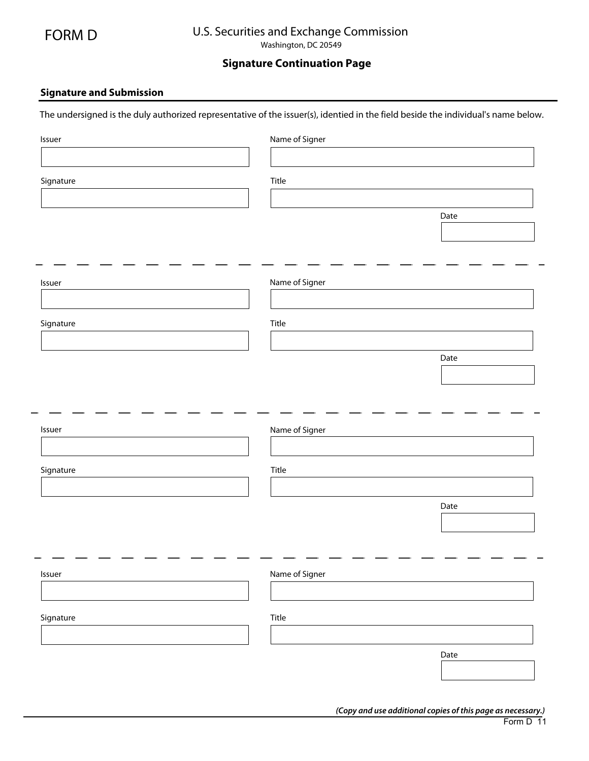FORM D

U.S. Securities and Exchange Commission
Washington, DC 20549

## Signature Continuation Page

### Signature and Submission

The undersigned is the duly authorized representative of the issuer(s), identied in the field beside the individual's name below.

Issuer

Name of Signer

Signature

Title

Date

---

Issuer

Name of Signer

Signature

Title

Date

---

Issuer

Name of Signer

Signature

Title

Date

---

Issuer

Name of Signer

Signature

Title

Date

***(Copy and use additional copies of this page as necessary.)***

Form D 11